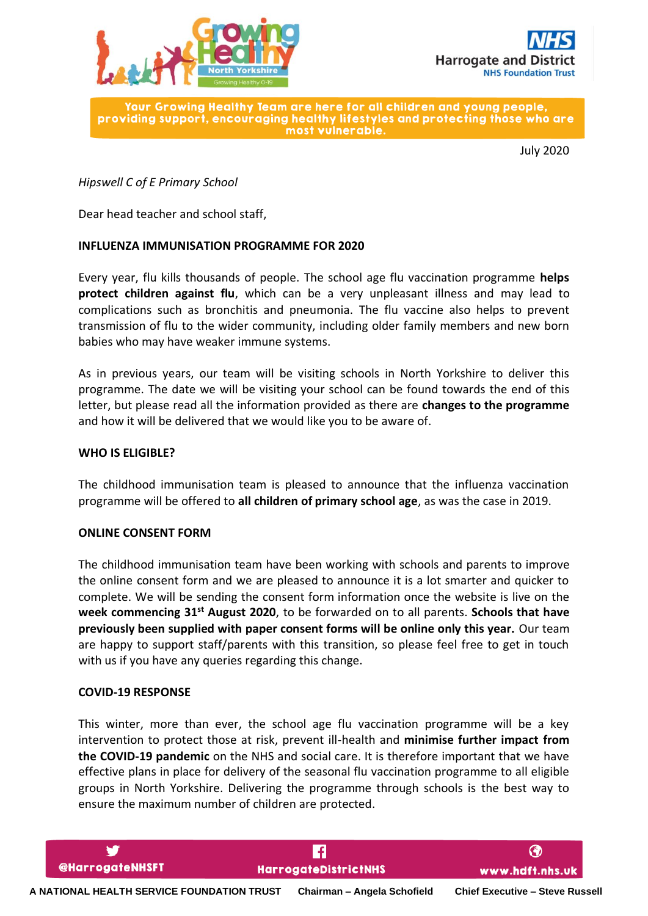Your Growing Healthy Team are here for all children and young people, providing support, encouraging healthy lifestyles and protecting those who are most vulnerable.

July 2020

*Hipswell C of E Primary School*

Dear head teacher and school staff,

**INFLUENZA IMMUNISATION PROGRAMME FOR 2020**

Every year, flu kills thousands of people. The school age flu vaccination programme **helps protect children against flu**, which can be a very unpleasant illness and may lead to complications such as bronchitis and pneumonia. The flu vaccine also helps to prevent transmission of flu to the wider community, including older family members and new born babies who may have weaker immune systems.

As in previous years, our team will be visiting schools in North Yorkshire to deliver this programme. The date we will be visiting your school can be found towards the end of this letter, but please read all the information provided as there are **changes to the programme** and how it will be delivered that we would like you to be aware of.

**WHO IS ELIGIBLE?**

The childhood immunisation team is pleased to announce that the influenza vaccination programme will be offered to **all children of primary school age**, as was the case in 2019.

**ONLINE CONSENT FORM**

The childhood immunisation team have been working with schools and parents to improve the online consent form and we are pleased to announce it is a lot smarter and quicker to complete. We will be sending the consent form information once the website is live on the **week commencing 31st August 2020**, to be forwarded on to all parents. **Schools that have previously been supplied with paper consent forms will be online only this year.** Our team are happy to support staff/parents with this transition, so please feel free to get in touch with us if you have any queries regarding this change.

**COVID-19 RESPONSE**

This winter, more than ever, the school age flu vaccination programme will be a key intervention to protect those at risk, prevent ill-health and **minimise further impact from the COVID-19 pandemic** on the NHS and social care. It is therefore important that we have effective plans in place for delivery of the seasonal flu vaccination programme to all eligible groups in North Yorkshire. Delivering the programme through schools is the best way to ensure the maximum number of children are protected.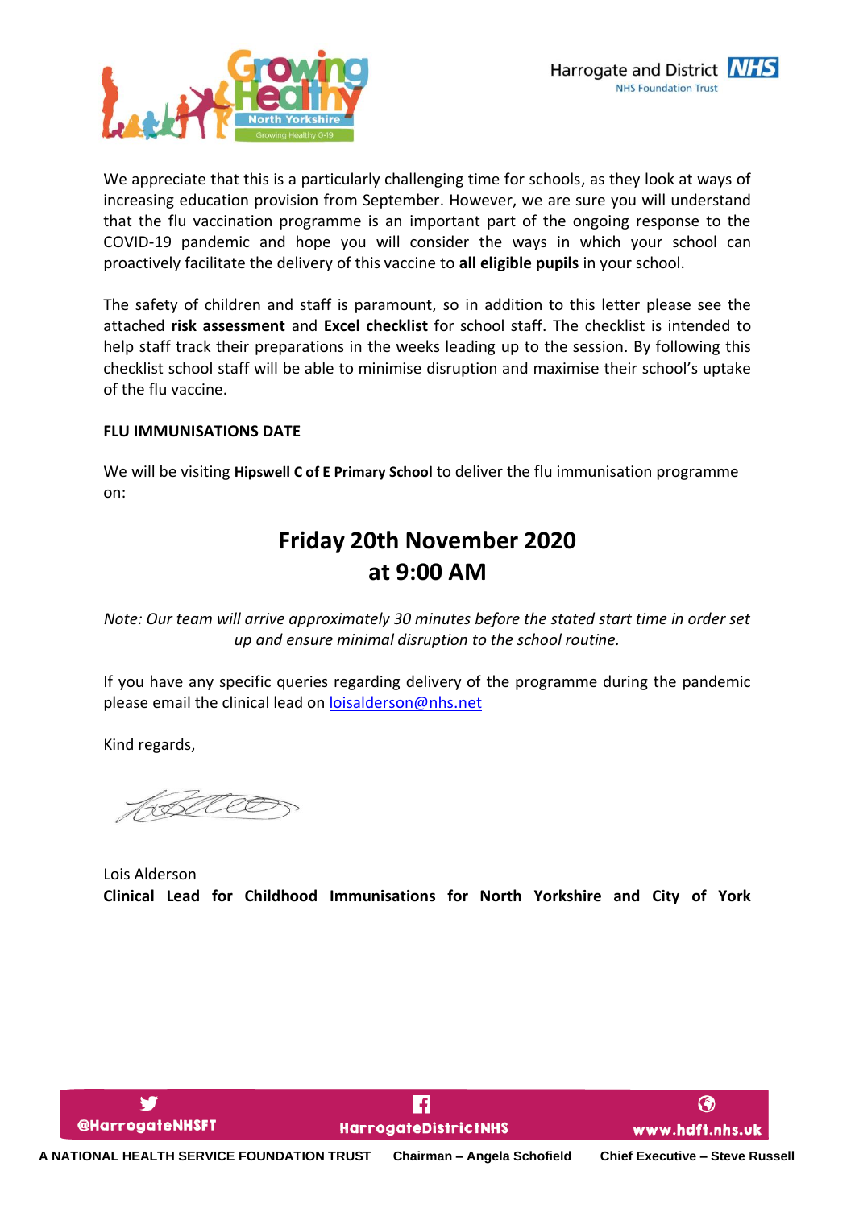We appreciate that this is a particularly challenging time for schools, as they look at ways of increasing education provision from September. However, we are sure you will understand that the flu vaccination programme is an important part of the ongoing response to the COVID-19 pandemic and hope you will consider the ways in which your school can proactively facilitate the delivery of this vaccine to **all eligible pupils** in your school.

The safety of children and staff is paramount, so in addition to this letter please see the attached **risk assessment** and **Excel checklist** for school staff. The checklist is intended to help staff track their preparations in the weeks leading up to the session. By following this checklist school staff will be able to minimise disruption and maximise their school's uptake of the flu vaccine.

**FLU IMMUNISATIONS DATE**

We will be visiting **Hipswell C of E Primary School** to deliver the flu immunisation programme on:

## Friday 20th November 2020
## at 9:00 AM

*Note: Our team will arrive approximately 30 minutes before the stated start time in order set up and ensure minimal disruption to the school routine.*

If you have any specific queries regarding delivery of the programme during the pandemic please email the clinical lead on loisalderson@nhs.net

Kind regards,

Lois Alderson
**Clinical Lead for Childhood Immunisations for North Yorkshire and City of York**